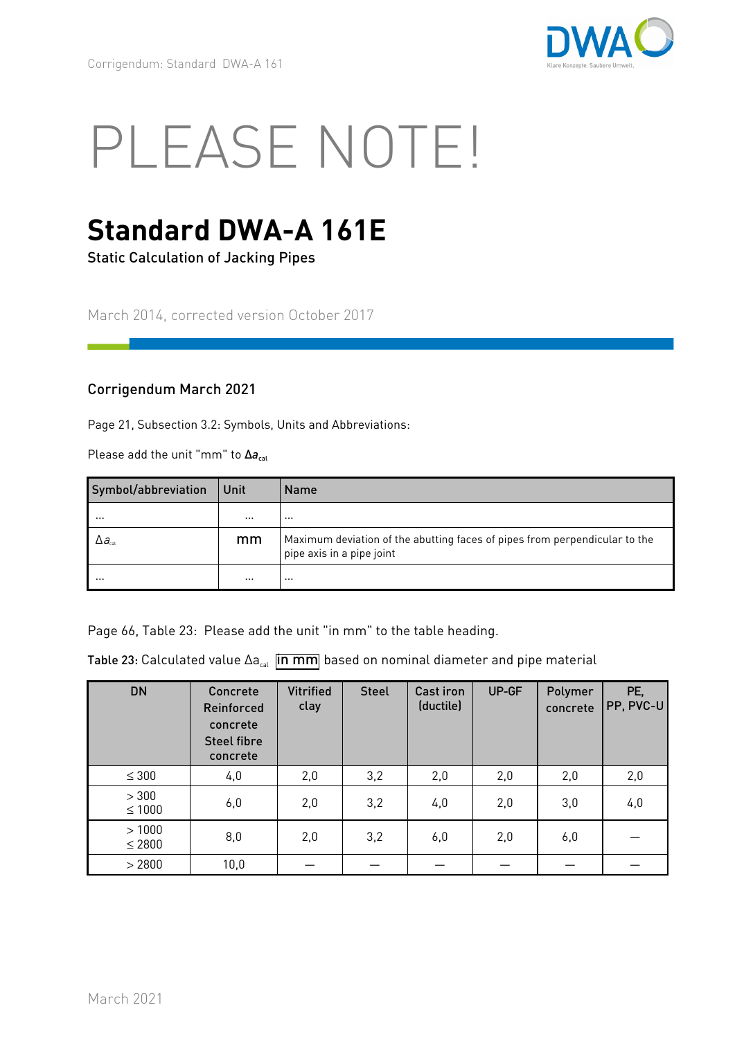# PLEASE NOTE!

## Standard DWA-A 161E

Static Calculation of Jacking Pipes

March 2014, corrected version October 2017

### Corrigendum March 2021

Page 21, Subsection 3.2: Symbols, Units and Abbreviations:

Please add the unit "mm" to $\Delta a_{cal}$

| Symbol/abbreviation | Unit | Name |
|---|---|---|
| ... | ... | ... |
| $\Delta a_{cal}$ | mm | Maximum deviation of the abutting faces of pipes from perpendicular to the pipe axis in a pipe joint |
| ... | ... | ... |

Page 66, Table 23: Please add the unit "in mm" to the table heading.

**Table 23:** Calculated value $\Delta a_{cal}$ in mm based on nominal diameter and pipe material

| DN | Concrete Reinforced concrete Steel fibre concrete | Vitrified clay | Steel | Cast iron (ductile) | UP-GF | Polymer concrete | PE, PP, PVC-U |
|---|---|---|---|---|---|---|---|
| ≤ 300 | 4,0 | 2,0 | 3,2 | 2,0 | 2,0 | 2,0 | 2,0 |
| > 300 ≤ 1000 | 6,0 | 2,0 | 3,2 | 4,0 | 2,0 | 3,0 | 4,0 |
| > 1000 ≤ 2800 | 8,0 | 2,0 | 3,2 | 6,0 | 2,0 | 6,0 | — |
| > 2800 | 10,0 | — | — | — | — | — | — |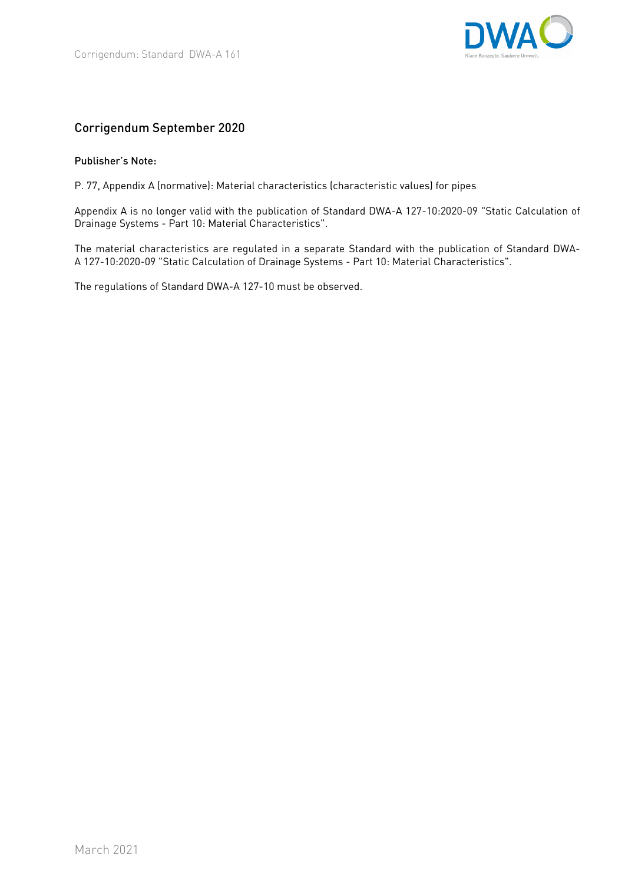## Corrigendum September 2020

### Publisher's Note:

P. 77, Appendix A (normative): Material characteristics (characteristic values) for pipes

Appendix A is no longer valid with the publication of Standard DWA-A 127-10:2020-09 "Static Calculation of Drainage Systems - Part 10: Material Characteristics".

The material characteristics are regulated in a separate Standard with the publication of Standard DWA-A 127-10:2020-09 "Static Calculation of Drainage Systems - Part 10: Material Characteristics".

The regulations of Standard DWA-A 127-10 must be observed.